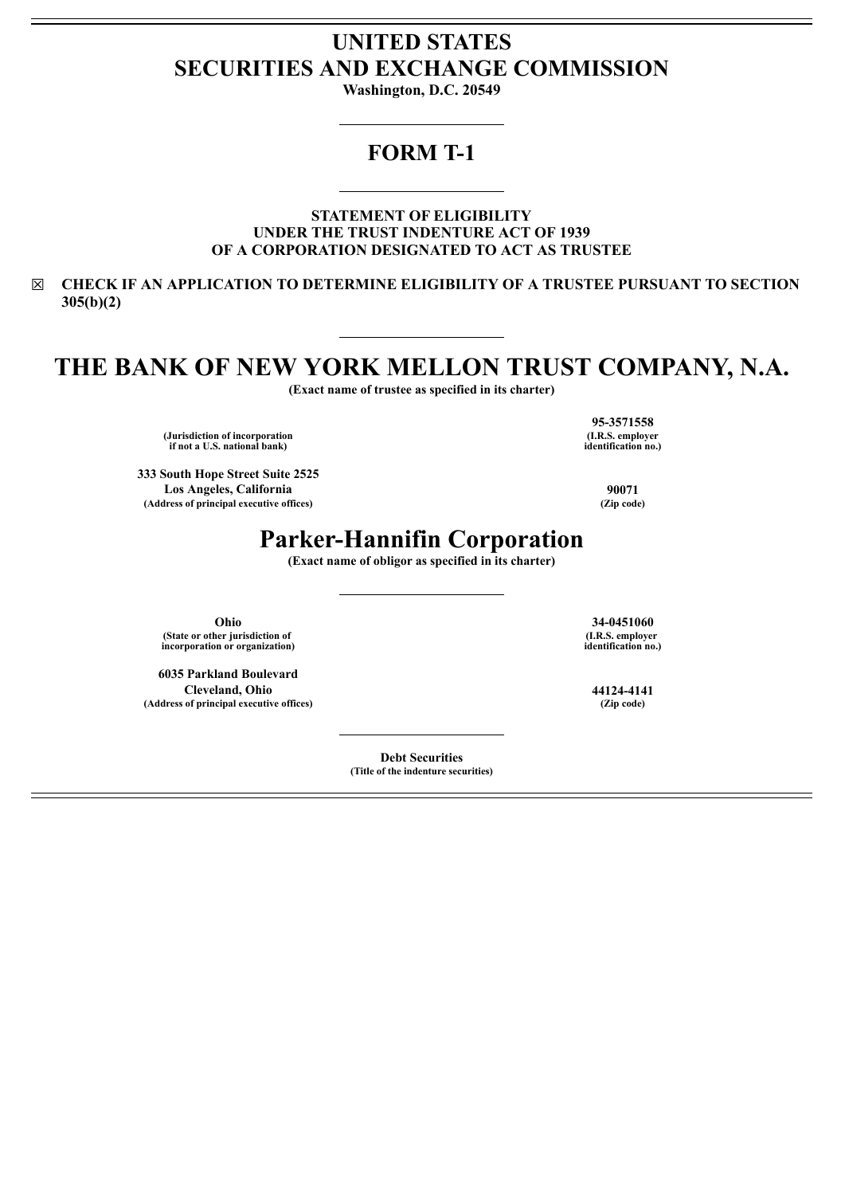# UNITED STATES
# SECURITIES AND EXCHANGE COMMISSION

**Washington, D.C. 20549**

---

## FORM T-1

---

**STATEMENT OF ELIGIBILITY**
**UNDER THE TRUST INDENTURE ACT OF 1939**
**OF A CORPORATION DESIGNATED TO ACT AS TRUSTEE**

☒ **CHECK IF AN APPLICATION TO DETERMINE ELIGIBILITY OF A TRUSTEE PURSUANT TO SECTION 305(b)(2)**

---

# THE BANK OF NEW YORK MELLON TRUST COMPANY, N.A.

**(Exact name of trustee as specified in its charter)**

| | |
|---|---|
| **(Jurisdiction of incorporation if not a U.S. national bank)** | **95-3571558** **(I.R.S. employer identification no.)** |
| **333 South Hope Street Suite 2525 Los Angeles, California** **(Address of principal executive offices)** | **90071** **(Zip code)** |

# Parker-Hannifin Corporation

**(Exact name of obligor as specified in its charter)**

---

| | |
|---|---|
| **Ohio** **(State or other jurisdiction of incorporation or organization)** | **34-0451060** **(I.R.S. employer identification no.)** |
| **6035 Parkland Boulevard Cleveland, Ohio** **(Address of principal executive offices)** | **44124-4141** **(Zip code)** |

---

**Debt Securities**
**(Title of the indenture securities)**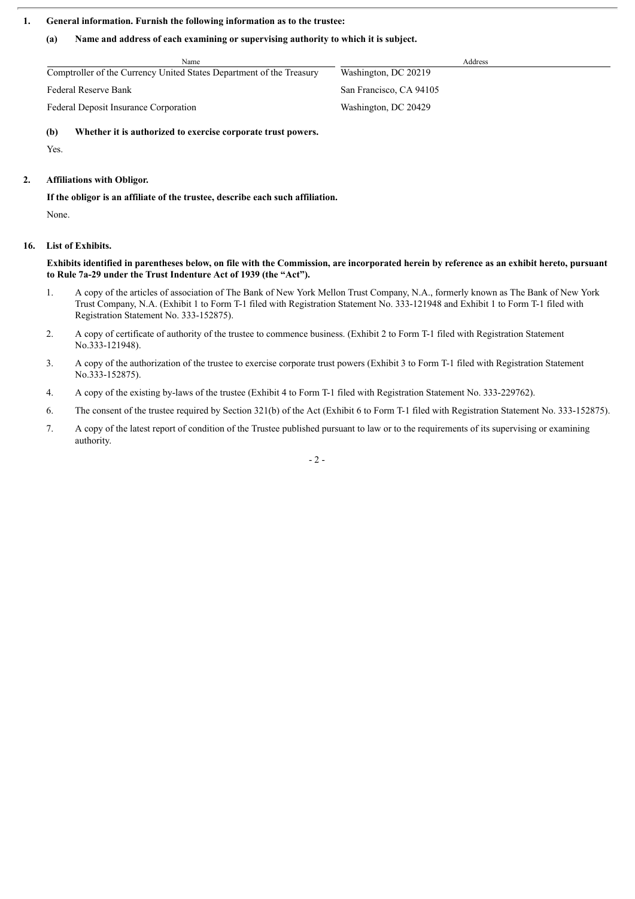1. **General information. Furnish the following information as to the trustee:**

   **(a) Name and address of each examining or supervising authority to which it is subject.**

| Name | Address |
|---|---|
| Comptroller of the Currency United States Department of the Treasury | Washington, DC 20219 |
| Federal Reserve Bank | San Francisco, CA 94105 |
| Federal Deposit Insurance Corporation | Washington, DC 20429 |

   **(b) Whether it is authorized to exercise corporate trust powers.**

   Yes.

2. **Affiliations with Obligor.**

   **If the obligor is an affiliate of the trustee, describe each such affiliation.**

   None.

16. **List of Exhibits.**

   **Exhibits identified in parentheses below, on file with the Commission, are incorporated herein by reference as an exhibit hereto, pursuant to Rule 7a-29 under the Trust Indenture Act of 1939 (the "Act").**

   1. A copy of the articles of association of The Bank of New York Mellon Trust Company, N.A., formerly known as The Bank of New York Trust Company, N.A. (Exhibit 1 to Form T-1 filed with Registration Statement No. 333-121948 and Exhibit 1 to Form T-1 filed with Registration Statement No. 333-152875).

   2. A copy of certificate of authority of the trustee to commence business. (Exhibit 2 to Form T-1 filed with Registration Statement No.333-121948).

   3. A copy of the authorization of the trustee to exercise corporate trust powers (Exhibit 3 to Form T-1 filed with Registration Statement No.333-152875).

   4. A copy of the existing by-laws of the trustee (Exhibit 4 to Form T-1 filed with Registration Statement No. 333-229762).

   6. The consent of the trustee required by Section 321(b) of the Act (Exhibit 6 to Form T-1 filed with Registration Statement No. 333-152875).

   7. A copy of the latest report of condition of the Trustee published pursuant to law or to the requirements of its supervising or examining authority.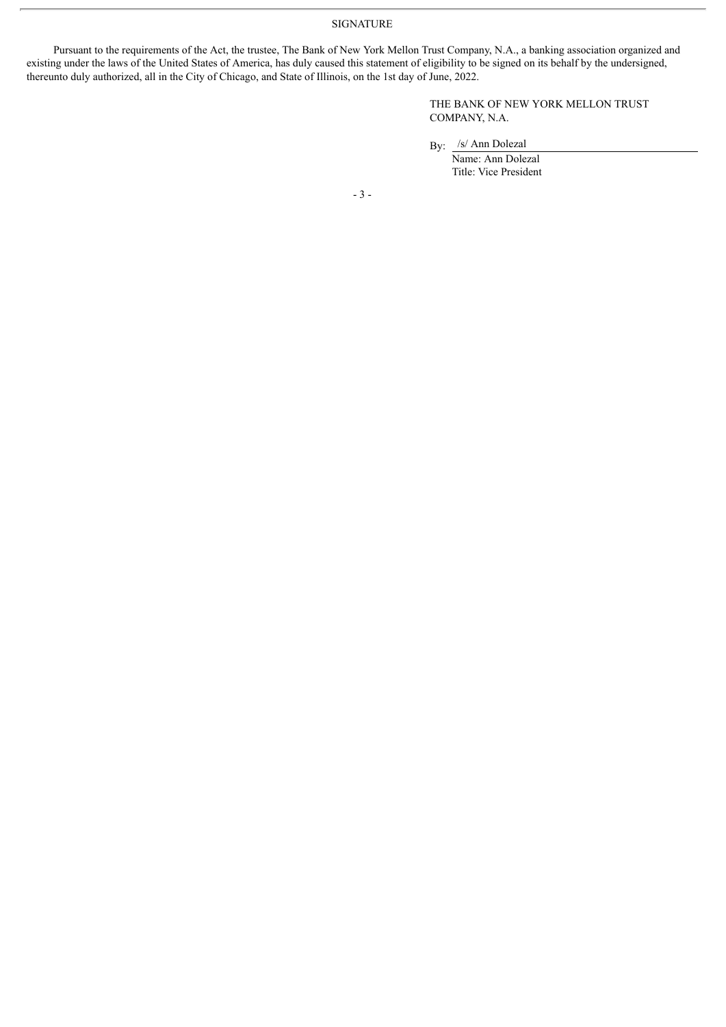# SIGNATURE

Pursuant to the requirements of the Act, the trustee, The Bank of New York Mellon Trust Company, N.A., a banking association organized and existing under the laws of the United States of America, has duly caused this statement of eligibility to be signed on its behalf by the undersigned, thereunto duly authorized, all in the City of Chicago, and State of Illinois, on the 1st day of June, 2022.

THE BANK OF NEW YORK MELLON TRUST COMPANY, N.A.

By: /s/ Ann Dolezal
Name: Ann Dolezal
Title: Vice President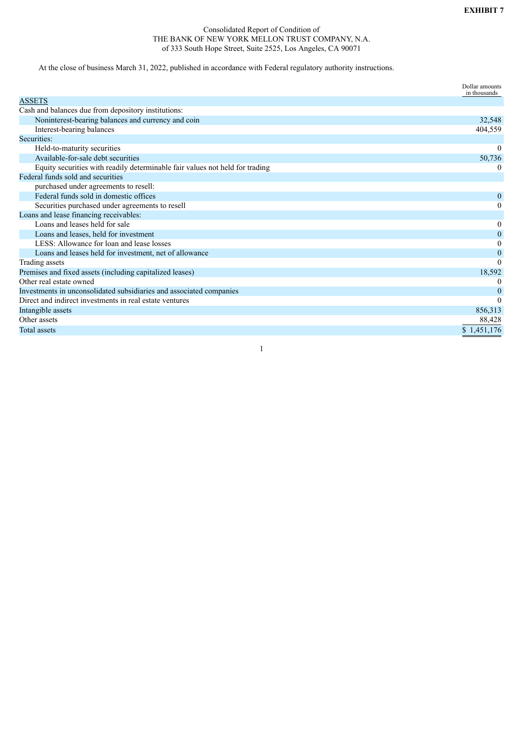**EXHIBIT 7**

Consolidated Report of Condition of
THE BANK OF NEW YORK MELLON TRUST COMPANY, N.A.
of 333 South Hope Street, Suite 2525, Los Angeles, CA 90071

At the close of business March 31, 2022, published in accordance with Federal regulatory authority instructions.

| | Dollar amounts in thousands |
|---|---|
| ASSETS | |
| Cash and balances due from depository institutions: | |
| Noninterest-bearing balances and currency and coin | 32,548 |
| Interest-bearing balances | 404,559 |
| Securities: | |
| Held-to-maturity securities | 0 |
| Available-for-sale debt securities | 50,736 |
| Equity securities with readily determinable fair values not held for trading | 0 |
| Federal funds sold and securities purchased under agreements to resell: | |
| Federal funds sold in domestic offices | 0 |
| Securities purchased under agreements to resell | 0 |
| Loans and lease financing receivables: | |
| Loans and leases held for sale | 0 |
| Loans and leases, held for investment | 0 |
| LESS: Allowance for loan and lease losses | 0 |
| Loans and leases held for investment, net of allowance | 0 |
| Trading assets | 0 |
| Premises and fixed assets (including capitalized leases) | 18,592 |
| Other real estate owned | 0 |
| Investments in unconsolidated subsidiaries and associated companies | 0 |
| Direct and indirect investments in real estate ventures | 0 |
| Intangible assets | 856,313 |
| Other assets | 88,428 |
| Total assets | $ 1,451,176 |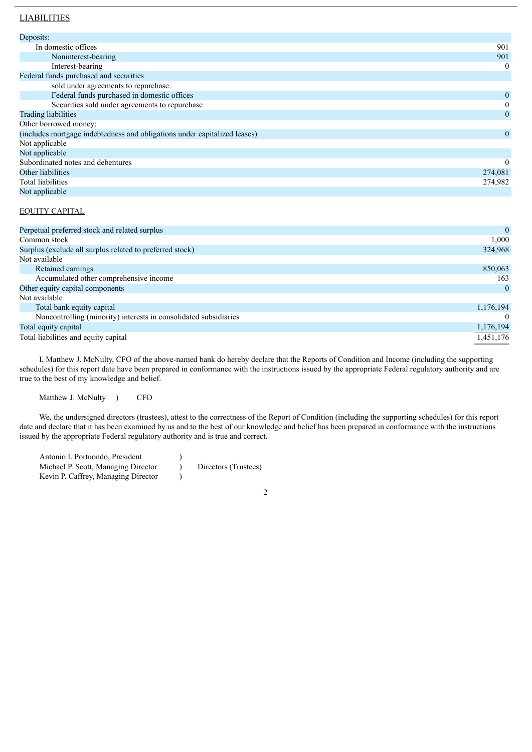LIABILITIES

| | |
|---|---|
| Deposits: | |
| In domestic offices | 901 |
| Noninterest-bearing | 901 |
| Interest-bearing | 0 |
| Federal funds purchased and securities | |
| sold under agreements to repurchase: | |
| Federal funds purchased in domestic offices | 0 |
| Securities sold under agreements to repurchase | 0 |
| Trading liabilities | 0 |
| Other borrowed money: | |
| (includes mortgage indebtedness and obligations under capitalized leases) | 0 |
| Not applicable | |
| Not applicable | |
| Subordinated notes and debentures | 0 |
| Other liabilities | 274,081 |
| Total liabilities | 274,982 |
| Not applicable | |

EQUITY CAPITAL

| | |
|---|---|
| Perpetual preferred stock and related surplus | 0 |
| Common stock | 1,000 |
| Surplus (exclude all surplus related to preferred stock) | 324,968 |
| Not available | |
| Retained earnings | 850,063 |
| Accumulated other comprehensive income | 163 |
| Other equity capital components | 0 |
| Not available | |
| Total bank equity capital | 1,176,194 |
| Noncontrolling (minority) interests in consolidated subsidiaries | 0 |
| Total equity capital | 1,176,194 |
| Total liabilities and equity capital | 1,451,176 |

I, Matthew J. McNulty, CFO of the above-named bank do hereby declare that the Reports of Condition and Income (including the supporting schedules) for this report date have been prepared in conformance with the instructions issued by the appropriate Federal regulatory authority and are true to the best of my knowledge and belief.

Matthew J. McNulty ) CFO

We, the undersigned directors (trustees), attest to the correctness of the Report of Condition (including the supporting schedules) for this report date and declare that it has been examined by us and to the best of our knowledge and belief has been prepared in conformance with the instructions issued by the appropriate Federal regulatory authority and is true and correct.

| | | |
|---|---|---|
| Antonio I. Portuondo, President | ) | |
| Michael P. Scott, Managing Director | ) | Directors (Trustees) |
| Kevin P. Caffrey, Managing Director | ) | |